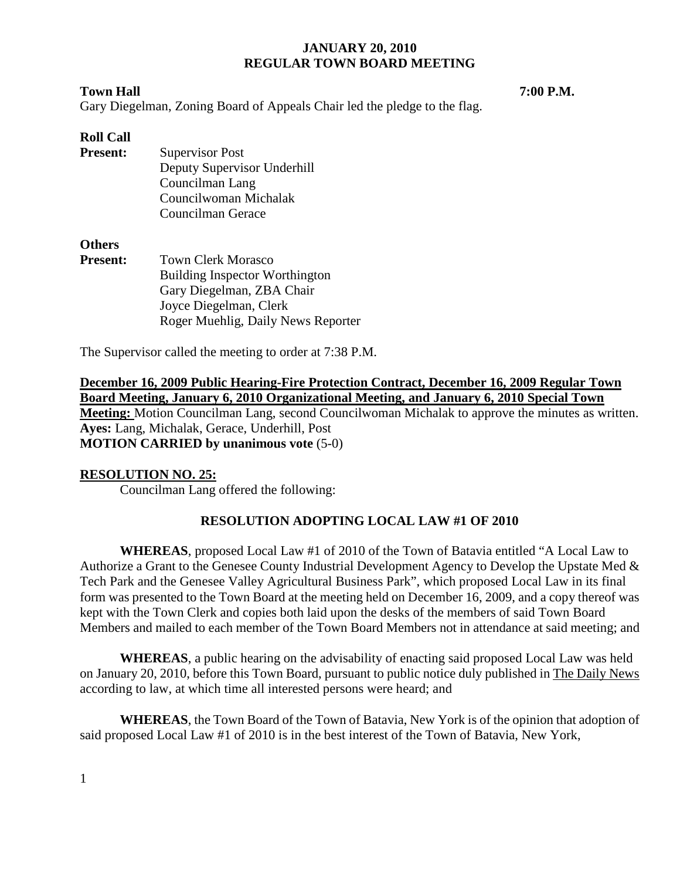**JANUARY 20, 2010**
**REGULAR TOWN BOARD MEETING**

**Town Hall** **7:00 P.M.**

Gary Diegelman, Zoning Board of Appeals Chair led the pledge to the flag.

**Roll Call**

**Present:** Supervisor Post
Deputy Supervisor Underhill
Councilman Lang
Councilwoman Michalak
Councilman Gerace

**Others**

**Present:** Town Clerk Morasco
Building Inspector Worthington
Gary Diegelman, ZBA Chair
Joyce Diegelman, Clerk
Roger Muehlig, Daily News Reporter

The Supervisor called the meeting to order at 7:38 P.M.

**December 16, 2009 Public Hearing-Fire Protection Contract, December 16, 2009 Regular Town Board Meeting, January 6, 2010 Organizational Meeting, and January 6, 2010 Special Town Meeting:** Motion Councilman Lang, second Councilwoman Michalak to approve the minutes as written.
**Ayes:** Lang, Michalak, Gerace, Underhill, Post
**MOTION CARRIED by unanimous vote** (5-0)

**RESOLUTION NO. 25:**

Councilman Lang offered the following:

**RESOLUTION ADOPTING LOCAL LAW #1 OF 2010**

**WHEREAS**, proposed Local Law #1 of 2010 of the Town of Batavia entitled "A Local Law to Authorize a Grant to the Genesee County Industrial Development Agency to Develop the Upstate Med & Tech Park and the Genesee Valley Agricultural Business Park", which proposed Local Law in its final form was presented to the Town Board at the meeting held on December 16, 2009, and a copy thereof was kept with the Town Clerk and copies both laid upon the desks of the members of said Town Board Members and mailed to each member of the Town Board Members not in attendance at said meeting; and

**WHEREAS**, a public hearing on the advisability of enacting said proposed Local Law was held on January 20, 2010, before this Town Board, pursuant to public notice duly published in The Daily News according to law, at which time all interested persons were heard; and

**WHEREAS**, the Town Board of the Town of Batavia, New York is of the opinion that adoption of said proposed Local Law #1 of 2010 is in the best interest of the Town of Batavia, New York,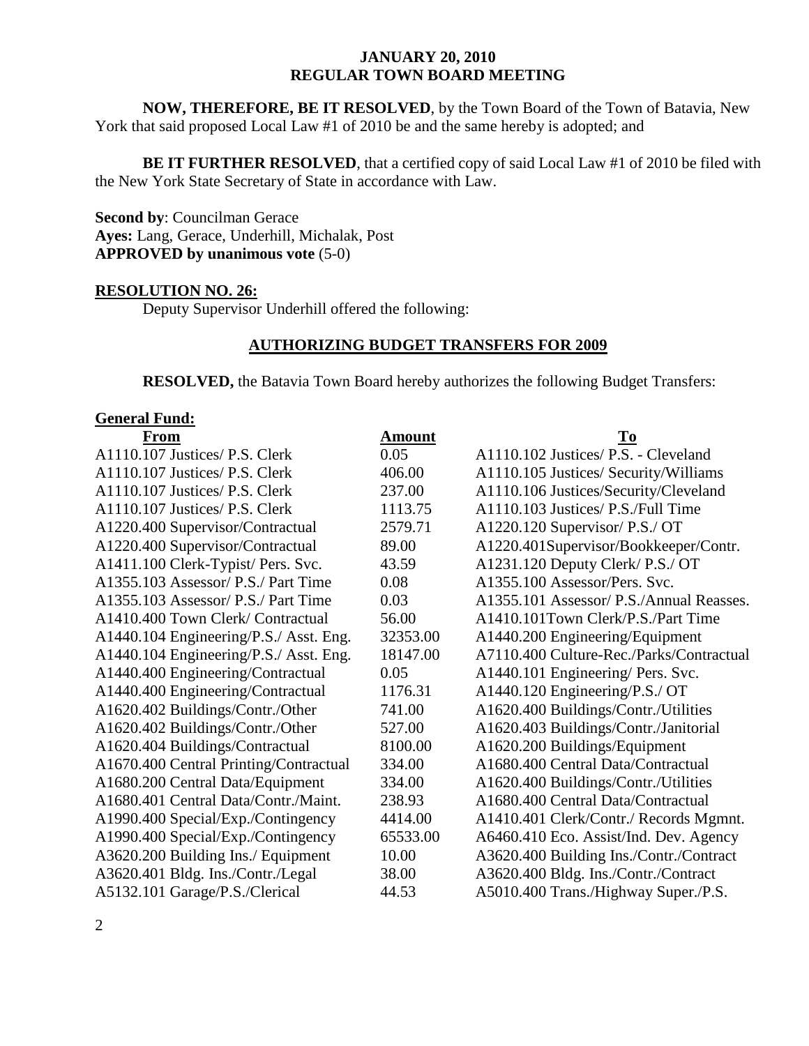**NOW, THEREFORE, BE IT RESOLVED**, by the Town Board of the Town of Batavia, New York that said proposed Local Law #1 of 2010 be and the same hereby is adopted; and

**BE IT FURTHER RESOLVED**, that a certified copy of said Local Law #1 of 2010 be filed with the New York State Secretary of State in accordance with Law.

**Second by**: Councilman Gerace
**Ayes:** Lang, Gerace, Underhill, Michalak, Post
**APPROVED by unanimous vote** (5-0)

**RESOLUTION NO. 26:**

Deputy Supervisor Underhill offered the following:

**AUTHORIZING BUDGET TRANSFERS FOR 2009**

**RESOLVED,** the Batavia Town Board hereby authorizes the following Budget Transfers:

**General Fund:**

| From | Amount | To |
|---|---|---|
| A1110.107 Justices/ P.S. Clerk | 0.05 | A1110.102 Justices/ P.S. - Cleveland |
| A1110.107 Justices/ P.S. Clerk | 406.00 | A1110.105 Justices/ Security/Williams |
| A1110.107 Justices/ P.S. Clerk | 237.00 | A1110.106 Justices/Security/Cleveland |
| A1110.107 Justices/ P.S. Clerk | 1113.75 | A1110.103 Justices/ P.S./Full Time |
| A1220.400 Supervisor/Contractual | 2579.71 | A1220.120 Supervisor/ P.S./ OT |
| A1220.400 Supervisor/Contractual | 89.00 | A1220.401Supervisor/Bookkeeper/Contr. |
| A1411.100 Clerk-Typist/ Pers. Svc. | 43.59 | A1231.120 Deputy Clerk/ P.S./ OT |
| A1355.103 Assessor/ P.S./ Part Time | 0.08 | A1355.100 Assessor/Pers. Svc. |
| A1355.103 Assessor/ P.S./ Part Time | 0.03 | A1355.101 Assessor/ P.S./Annual Reasses. |
| A1410.400 Town Clerk/ Contractual | 56.00 | A1410.101Town Clerk/P.S./Part Time |
| A1440.104 Engineering/P.S./ Asst. Eng. | 32353.00 | A1440.200 Engineering/Equipment |
| A1440.104 Engineering/P.S./ Asst. Eng. | 18147.00 | A7110.400 Culture-Rec./Parks/Contractual |
| A1440.400 Engineering/Contractual | 0.05 | A1440.101 Engineering/ Pers. Svc. |
| A1440.400 Engineering/Contractual | 1176.31 | A1440.120 Engineering/P.S./ OT |
| A1620.402 Buildings/Contr./Other | 741.00 | A1620.400 Buildings/Contr./Utilities |
| A1620.402 Buildings/Contr./Other | 527.00 | A1620.403 Buildings/Contr./Janitorial |
| A1620.404 Buildings/Contractual | 8100.00 | A1620.200 Buildings/Equipment |
| A1670.400 Central Printing/Contractual | 334.00 | A1680.400 Central Data/Contractual |
| A1680.200 Central Data/Equipment | 334.00 | A1620.400 Buildings/Contr./Utilities |
| A1680.401 Central Data/Contr./Maint. | 238.93 | A1680.400 Central Data/Contractual |
| A1990.400 Special/Exp./Contingency | 4414.00 | A1410.401 Clerk/Contr./ Records Mgmnt. |
| A1990.400 Special/Exp./Contingency | 65533.00 | A6460.410 Eco. Assist/Ind. Dev. Agency |
| A3620.200 Building Ins./ Equipment | 10.00 | A3620.400 Building Ins./Contr./Contract |
| A3620.401 Bldg. Ins./Contr./Legal | 38.00 | A3620.400 Bldg. Ins./Contr./Contract |
| A5132.101 Garage/P.S./Clerical | 44.53 | A5010.400 Trans./Highway Super./P.S. |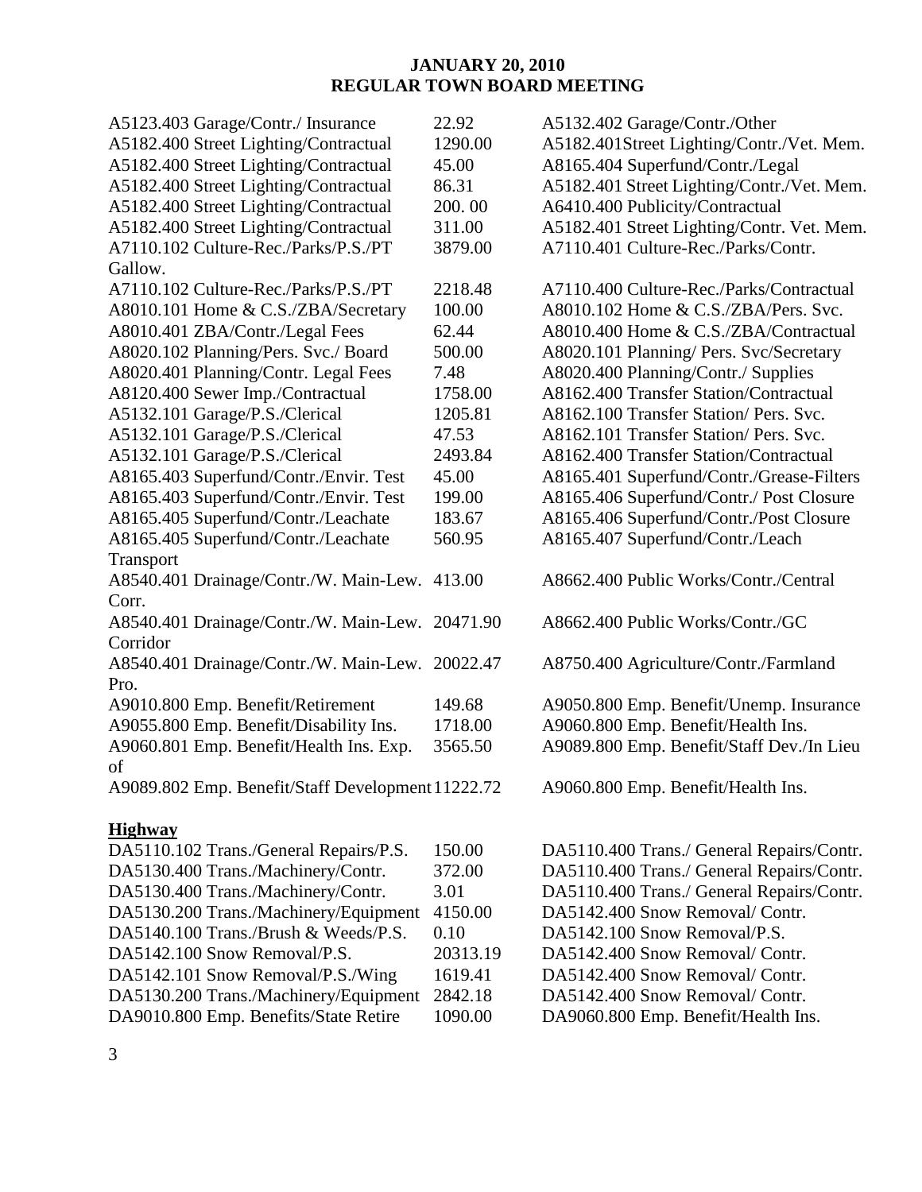**JANUARY 20, 2010**
**REGULAR TOWN BOARD MEETING**

| | | |
|---|---|---|
| A5123.403 Garage/Contr./ Insurance | 22.92 | A5132.402 Garage/Contr./Other |
| A5182.400 Street Lighting/Contractual | 1290.00 | A5182.401Street Lighting/Contr./Vet. Mem. |
| A5182.400 Street Lighting/Contractual | 45.00 | A8165.404 Superfund/Contr./Legal |
| A5182.400 Street Lighting/Contractual | 86.31 | A5182.401 Street Lighting/Contr./Vet. Mem. |
| A5182.400 Street Lighting/Contractual | 200. 00 | A6410.400 Publicity/Contractual |
| A5182.400 Street Lighting/Contractual | 311.00 | A5182.401 Street Lighting/Contr. Vet. Mem. |
| A7110.102 Culture-Rec./Parks/P.S./PT Gallow. | 3879.00 | A7110.401 Culture-Rec./Parks/Contr. |
| A7110.102 Culture-Rec./Parks/P.S./PT | 2218.48 | A7110.400 Culture-Rec./Parks/Contractual |
| A8010.101 Home & C.S./ZBA/Secretary | 100.00 | A8010.102 Home & C.S./ZBA/Pers. Svc. |
| A8010.401 ZBA/Contr./Legal Fees | 62.44 | A8010.400 Home & C.S./ZBA/Contractual |
| A8020.102 Planning/Pers. Svc./ Board | 500.00 | A8020.101 Planning/ Pers. Svc/Secretary |
| A8020.401 Planning/Contr. Legal Fees | 7.48 | A8020.400 Planning/Contr./ Supplies |
| A8120.400 Sewer Imp./Contractual | 1758.00 | A8162.400 Transfer Station/Contractual |
| A5132.101 Garage/P.S./Clerical | 1205.81 | A8162.100 Transfer Station/ Pers. Svc. |
| A5132.101 Garage/P.S./Clerical | 47.53 | A8162.101 Transfer Station/ Pers. Svc. |
| A5132.101 Garage/P.S./Clerical | 2493.84 | A8162.400 Transfer Station/Contractual |
| A8165.403 Superfund/Contr./Envir. Test | 45.00 | A8165.401 Superfund/Contr./Grease-Filters |
| A8165.403 Superfund/Contr./Envir. Test | 199.00 | A8165.406 Superfund/Contr./ Post Closure |
| A8165.405 Superfund/Contr./Leachate | 183.67 | A8165.406 Superfund/Contr./Post Closure |
| A8165.405 Superfund/Contr./Leachate Transport | 560.95 | A8165.407 Superfund/Contr./Leach |
| A8540.401 Drainage/Contr./W. Main-Lew. Corr. | 413.00 | A8662.400 Public Works/Contr./Central |
| A8540.401 Drainage/Contr./W. Main-Lew. Corridor | 20471.90 | A8662.400 Public Works/Contr./GC |
| A8540.401 Drainage/Contr./W. Main-Lew. Pro. | 20022.47 | A8750.400 Agriculture/Contr./Farmland |
| A9010.800 Emp. Benefit/Retirement | 149.68 | A9050.800 Emp. Benefit/Unemp. Insurance |
| A9055.800 Emp. Benefit/Disability Ins. | 1718.00 | A9060.800 Emp. Benefit/Health Ins. |
| A9060.801 Emp. Benefit/Health Ins. Exp. of | 3565.50 | A9089.800 Emp. Benefit/Staff Dev./In Lieu |
| A9089.802 Emp. Benefit/Staff Development | 11222.72 | A9060.800 Emp. Benefit/Health Ins. |

**Highway**

| | | |
|---|---|---|
| DA5110.102 Trans./General Repairs/P.S. | 150.00 | DA5110.400 Trans./ General Repairs/Contr. |
| DA5130.400 Trans./Machinery/Contr. | 372.00 | DA5110.400 Trans./ General Repairs/Contr. |
| DA5130.400 Trans./Machinery/Contr. | 3.01 | DA5110.400 Trans./ General Repairs/Contr. |
| DA5130.200 Trans./Machinery/Equipment | 4150.00 | DA5142.400 Snow Removal/ Contr. |
| DA5140.100 Trans./Brush & Weeds/P.S. | 0.10 | DA5142.100 Snow Removal/P.S. |
| DA5142.100 Snow Removal/P.S. | 20313.19 | DA5142.400 Snow Removal/ Contr. |
| DA5142.101 Snow Removal/P.S./Wing | 1619.41 | DA5142.400 Snow Removal/ Contr. |
| DA5130.200 Trans./Machinery/Equipment | 2842.18 | DA5142.400 Snow Removal/ Contr. |
| DA9010.800 Emp. Benefits/State Retire | 1090.00 | DA9060.800 Emp. Benefit/Health Ins. |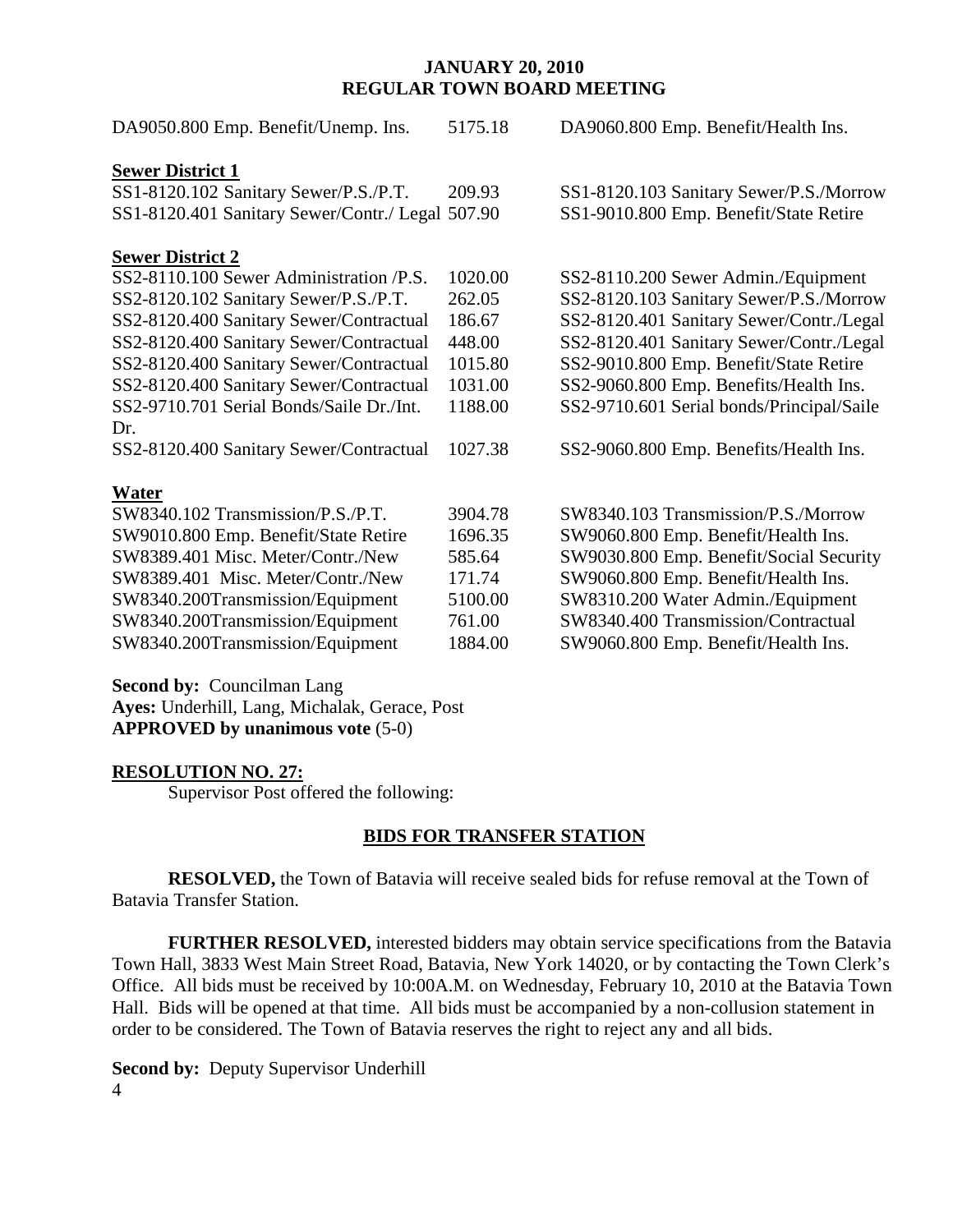## JANUARY 20, 2010
## REGULAR TOWN BOARD MEETING

| | | |
|---|---|---|
| DA9050.800 Emp. Benefit/Unemp. Ins. | 5175.18 | DA9060.800 Emp. Benefit/Health Ins. |
| **Sewer District 1** | | |
| SS1-8120.102 Sanitary Sewer/P.S./P.T. | 209.93 | SS1-8120.103 Sanitary Sewer/P.S./Morrow |
| SS1-8120.401 Sanitary Sewer/Contr./ Legal | 507.90 | SS1-9010.800 Emp. Benefit/State Retire |
| **Sewer District 2** | | |
| SS2-8110.100 Sewer Administration /P.S. | 1020.00 | SS2-8110.200 Sewer Admin./Equipment |
| SS2-8120.102 Sanitary Sewer/P.S./P.T. | 262.05 | SS2-8120.103 Sanitary Sewer/P.S./Morrow |
| SS2-8120.400 Sanitary Sewer/Contractual | 186.67 | SS2-8120.401 Sanitary Sewer/Contr./Legal |
| SS2-8120.400 Sanitary Sewer/Contractual | 448.00 | SS2-8120.401 Sanitary Sewer/Contr./Legal |
| SS2-8120.400 Sanitary Sewer/Contractual | 1015.80 | SS2-9010.800 Emp. Benefit/State Retire |
| SS2-8120.400 Sanitary Sewer/Contractual | 1031.00 | SS2-9060.800 Emp. Benefits/Health Ins. |
| SS2-9710.701 Serial Bonds/Saile Dr./Int. Dr. | 1188.00 | SS2-9710.601 Serial bonds/Principal/Saile |
| SS2-8120.400 Sanitary Sewer/Contractual | 1027.38 | SS2-9060.800 Emp. Benefits/Health Ins. |
| **Water** | | |
| SW8340.102 Transmission/P.S./P.T. | 3904.78 | SW8340.103 Transmission/P.S./Morrow |
| SW9010.800 Emp. Benefit/State Retire | 1696.35 | SW9060.800 Emp. Benefit/Health Ins. |
| SW8389.401 Misc. Meter/Contr./New | 585.64 | SW9030.800 Emp. Benefit/Social Security |
| SW8389.401 Misc. Meter/Contr./New | 171.74 | SW9060.800 Emp. Benefit/Health Ins. |
| SW8340.200Transmission/Equipment | 5100.00 | SW8310.200 Water Admin./Equipment |
| SW8340.200Transmission/Equipment | 761.00 | SW8340.400 Transmission/Contractual |
| SW8340.200Transmission/Equipment | 1884.00 | SW9060.800 Emp. Benefit/Health Ins. |

**Second by:** Councilman Lang
**Ayes:** Underhill, Lang, Michalak, Gerace, Post
**APPROVED by unanimous vote** (5-0)

**RESOLUTION NO. 27:**

Supervisor Post offered the following:

**BIDS FOR TRANSFER STATION**

**RESOLVED,** the Town of Batavia will receive sealed bids for refuse removal at the Town of Batavia Transfer Station.

**FURTHER RESOLVED,** interested bidders may obtain service specifications from the Batavia Town Hall, 3833 West Main Street Road, Batavia, New York 14020, or by contacting the Town Clerk's Office. All bids must be received by 10:00A.M. on Wednesday, February 10, 2010 at the Batavia Town Hall. Bids will be opened at that time. All bids must be accompanied by a non-collusion statement in order to be considered. The Town of Batavia reserves the right to reject any and all bids.

**Second by:** Deputy Supervisor Underhill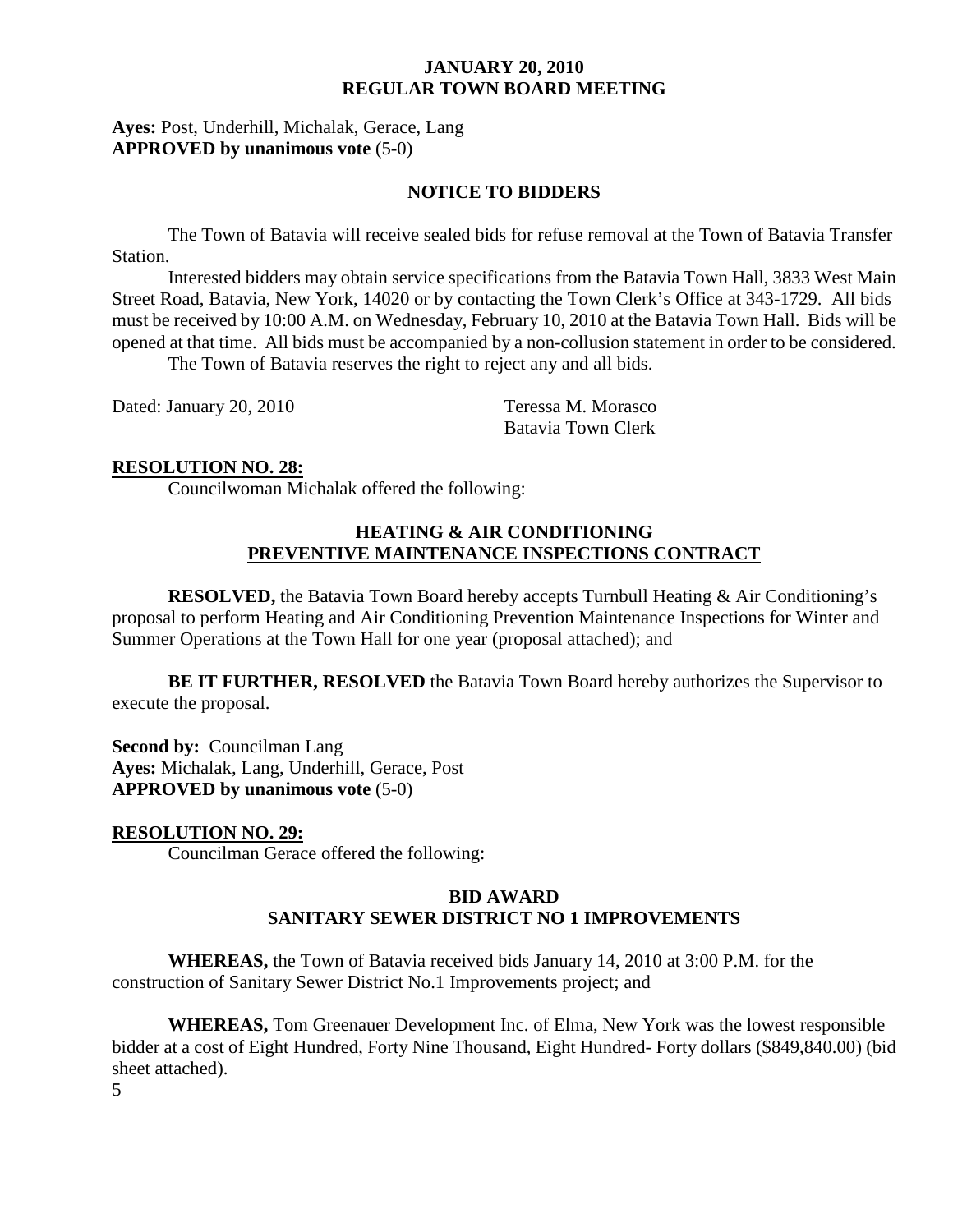**Ayes:** Post, Underhill, Michalak, Gerace, Lang
**APPROVED by unanimous vote** (5-0)

## NOTICE TO BIDDERS

The Town of Batavia will receive sealed bids for refuse removal at the Town of Batavia Transfer Station.

Interested bidders may obtain service specifications from the Batavia Town Hall, 3833 West Main Street Road, Batavia, New York, 14020 or by contacting the Town Clerk's Office at 343-1729. All bids must be received by 10:00 A.M. on Wednesday, February 10, 2010 at the Batavia Town Hall. Bids will be opened at that time. All bids must be accompanied by a non-collusion statement in order to be considered.

The Town of Batavia reserves the right to reject any and all bids.

Dated: January 20, 2010

Teressa M. Morasco
Batavia Town Clerk

**RESOLUTION NO. 28:**

Councilwoman Michalak offered the following:

### HEATING & AIR CONDITIONING PREVENTIVE MAINTENANCE INSPECTIONS CONTRACT

**RESOLVED,** the Batavia Town Board hereby accepts Turnbull Heating & Air Conditioning's proposal to perform Heating and Air Conditioning Prevention Maintenance Inspections for Winter and Summer Operations at the Town Hall for one year (proposal attached); and

**BE IT FURTHER, RESOLVED** the Batavia Town Board hereby authorizes the Supervisor to execute the proposal.

**Second by:** Councilman Lang
**Ayes:** Michalak, Lang, Underhill, Gerace, Post
**APPROVED by unanimous vote** (5-0)

**RESOLUTION NO. 29:**

Councilman Gerace offered the following:

### BID AWARD SANITARY SEWER DISTRICT NO 1 IMPROVEMENTS

**WHEREAS,** the Town of Batavia received bids January 14, 2010 at 3:00 P.M. for the construction of Sanitary Sewer District No.1 Improvements project; and

**WHEREAS,** Tom Greenauer Development Inc. of Elma, New York was the lowest responsible bidder at a cost of Eight Hundred, Forty Nine Thousand, Eight Hundred- Forty dollars ($849,840.00) (bid sheet attached).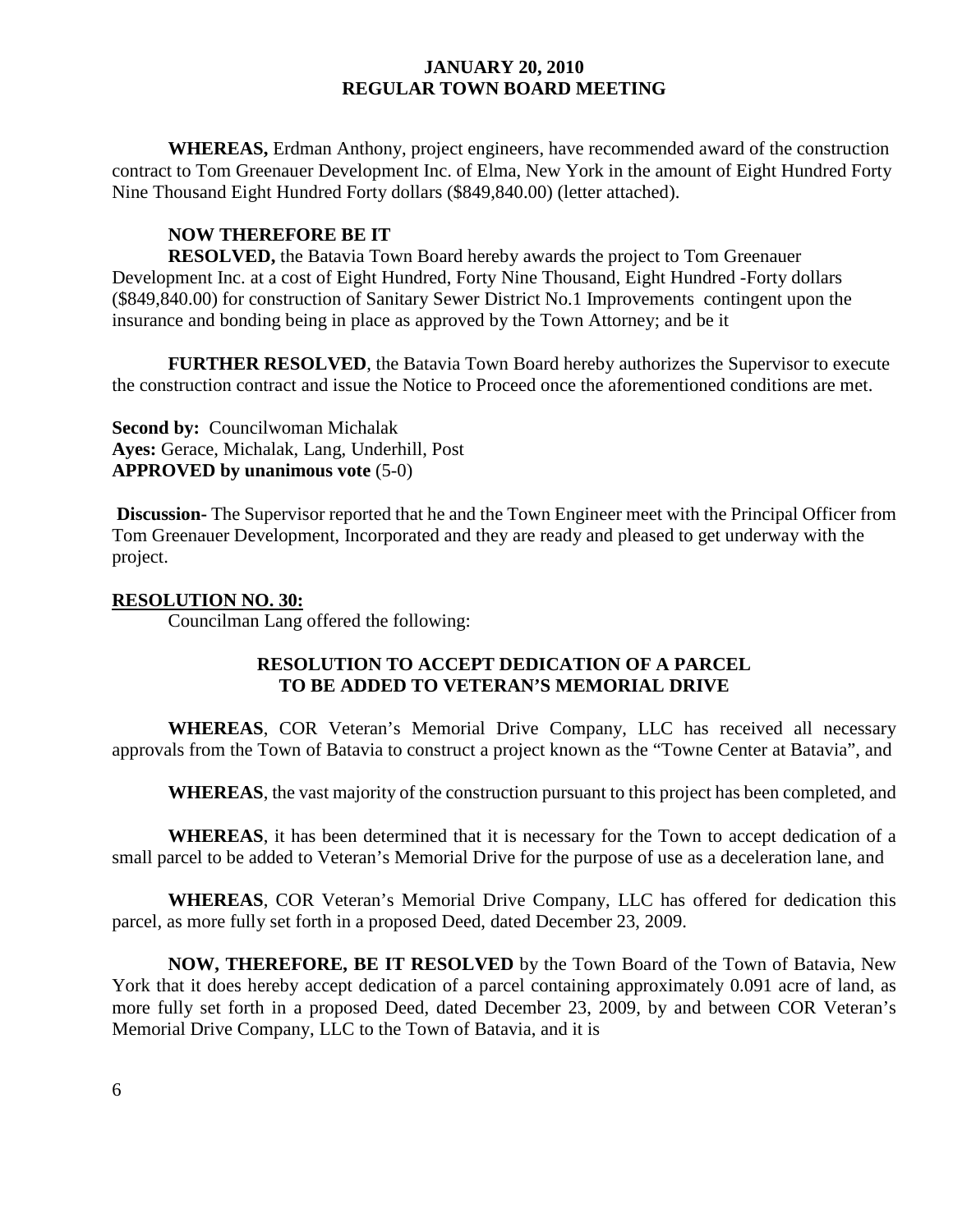**WHEREAS,** Erdman Anthony, project engineers, have recommended award of the construction contract to Tom Greenauer Development Inc. of Elma, New York in the amount of Eight Hundred Forty Nine Thousand Eight Hundred Forty dollars ($849,840.00) (letter attached).

**NOW THEREFORE BE IT**

**RESOLVED,** the Batavia Town Board hereby awards the project to Tom Greenauer Development Inc. at a cost of Eight Hundred, Forty Nine Thousand, Eight Hundred -Forty dollars ($849,840.00) for construction of Sanitary Sewer District No.1 Improvements contingent upon the insurance and bonding being in place as approved by the Town Attorney; and be it

**FURTHER RESOLVED**, the Batavia Town Board hereby authorizes the Supervisor to execute the construction contract and issue the Notice to Proceed once the aforementioned conditions are met.

**Second by:** Councilwoman Michalak
**Ayes:** Gerace, Michalak, Lang, Underhill, Post
**APPROVED by unanimous vote** (5-0)

**Discussion-** The Supervisor reported that he and the Town Engineer meet with the Principal Officer from Tom Greenauer Development, Incorporated and they are ready and pleased to get underway with the project.

**RESOLUTION NO. 30:**

Councilman Lang offered the following:

**RESOLUTION TO ACCEPT DEDICATION OF A PARCEL TO BE ADDED TO VETERAN'S MEMORIAL DRIVE**

**WHEREAS**, COR Veteran's Memorial Drive Company, LLC has received all necessary approvals from the Town of Batavia to construct a project known as the "Towne Center at Batavia", and

**WHEREAS**, the vast majority of the construction pursuant to this project has been completed, and

**WHEREAS**, it has been determined that it is necessary for the Town to accept dedication of a small parcel to be added to Veteran's Memorial Drive for the purpose of use as a deceleration lane, and

**WHEREAS**, COR Veteran's Memorial Drive Company, LLC has offered for dedication this parcel, as more fully set forth in a proposed Deed, dated December 23, 2009.

**NOW, THEREFORE, BE IT RESOLVED** by the Town Board of the Town of Batavia, New York that it does hereby accept dedication of a parcel containing approximately 0.091 acre of land, as more fully set forth in a proposed Deed, dated December 23, 2009, by and between COR Veteran's Memorial Drive Company, LLC to the Town of Batavia, and it is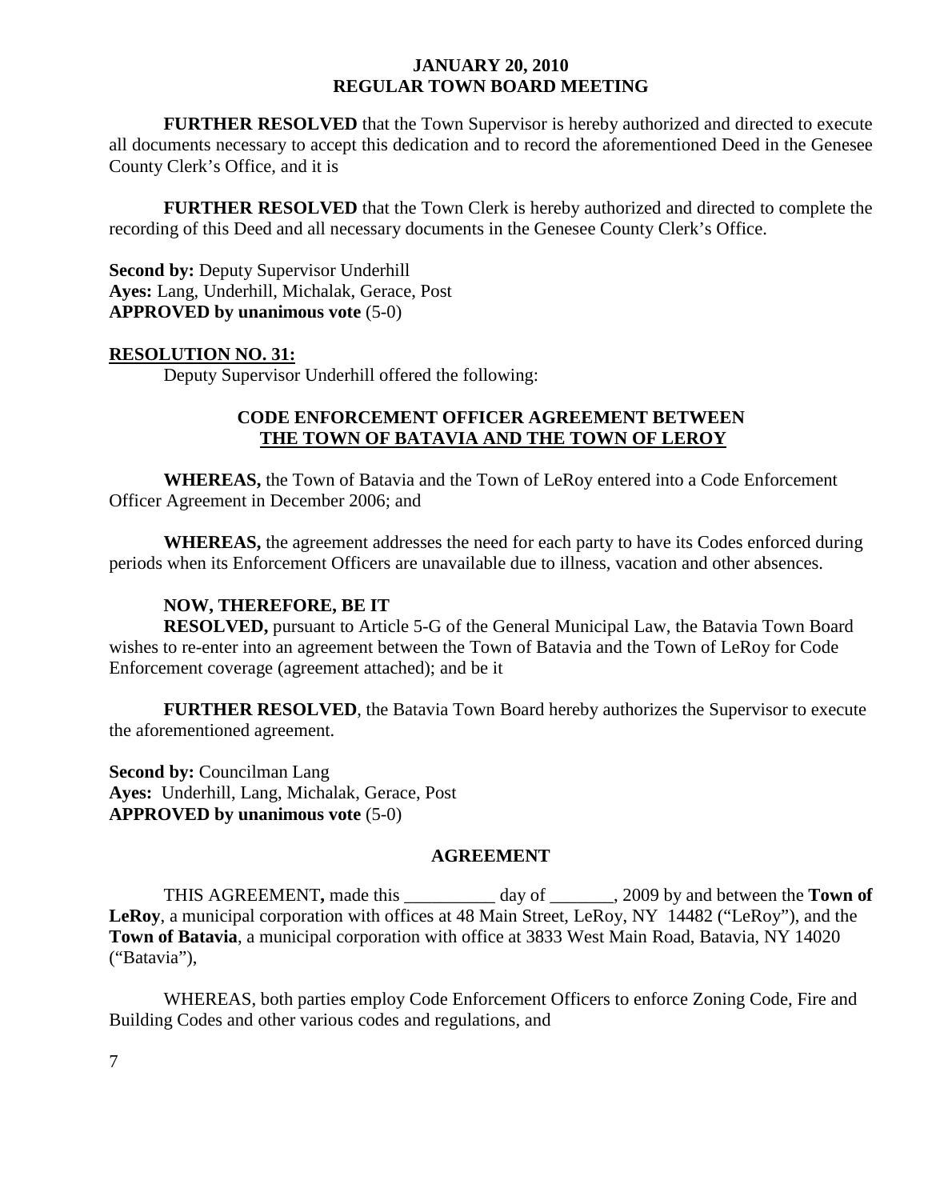**FURTHER RESOLVED** that the Town Supervisor is hereby authorized and directed to execute all documents necessary to accept this dedication and to record the aforementioned Deed in the Genesee County Clerk's Office, and it is

**FURTHER RESOLVED** that the Town Clerk is hereby authorized and directed to complete the recording of this Deed and all necessary documents in the Genesee County Clerk's Office.

**Second by:** Deputy Supervisor Underhill
**Ayes:** Lang, Underhill, Michalak, Gerace, Post
**APPROVED by unanimous vote** (5-0)

**RESOLUTION NO. 31:**

Deputy Supervisor Underhill offered the following:

**CODE ENFORCEMENT OFFICER AGREEMENT BETWEEN THE TOWN OF BATAVIA AND THE TOWN OF LEROY**

**WHEREAS,** the Town of Batavia and the Town of LeRoy entered into a Code Enforcement Officer Agreement in December 2006; and

**WHEREAS,** the agreement addresses the need for each party to have its Codes enforced during periods when its Enforcement Officers are unavailable due to illness, vacation and other absences.

**NOW, THEREFORE, BE IT**

**RESOLVED,** pursuant to Article 5-G of the General Municipal Law, the Batavia Town Board wishes to re-enter into an agreement between the Town of Batavia and the Town of LeRoy for Code Enforcement coverage (agreement attached); and be it

**FURTHER RESOLVED**, the Batavia Town Board hereby authorizes the Supervisor to execute the aforementioned agreement.

**Second by:** Councilman Lang
**Ayes:** Underhill, Lang, Michalak, Gerace, Post
**APPROVED by unanimous vote** (5-0)

**AGREEMENT**

THIS AGREEMENT**,** made this __________ day of _______, 2009 by and between the **Town of LeRoy**, a municipal corporation with offices at 48 Main Street, LeRoy, NY 14482 ("LeRoy"), and the **Town of Batavia**, a municipal corporation with office at 3833 West Main Road, Batavia, NY 14020 ("Batavia"),

WHEREAS, both parties employ Code Enforcement Officers to enforce Zoning Code, Fire and Building Codes and other various codes and regulations, and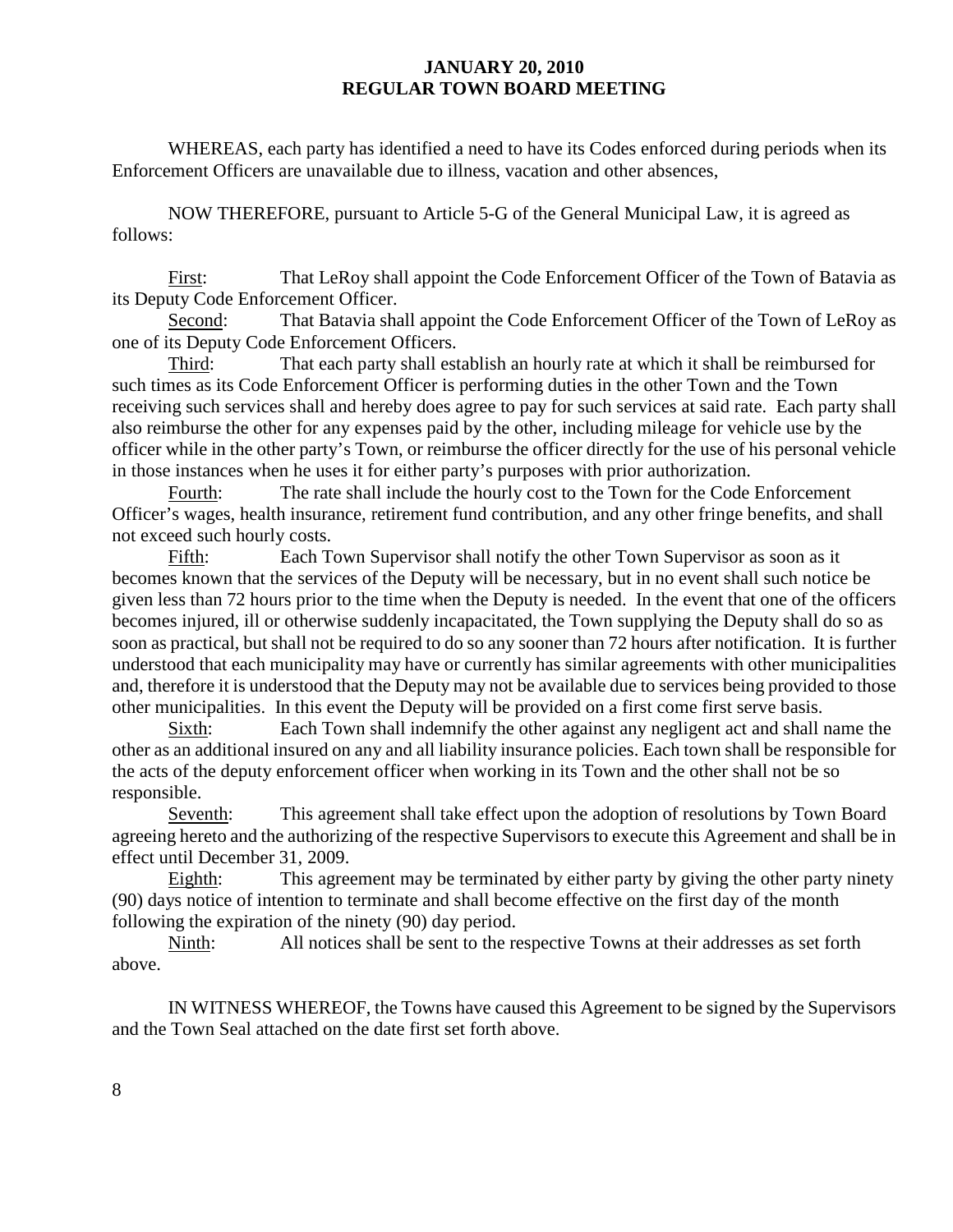WHEREAS, each party has identified a need to have its Codes enforced during periods when its Enforcement Officers are unavailable due to illness, vacation and other absences,

NOW THEREFORE, pursuant to Article 5-G of the General Municipal Law, it is agreed as follows:

First: That LeRoy shall appoint the Code Enforcement Officer of the Town of Batavia as its Deputy Code Enforcement Officer.

Second: That Batavia shall appoint the Code Enforcement Officer of the Town of LeRoy as one of its Deputy Code Enforcement Officers.

Third: That each party shall establish an hourly rate at which it shall be reimbursed for such times as its Code Enforcement Officer is performing duties in the other Town and the Town receiving such services shall and hereby does agree to pay for such services at said rate. Each party shall also reimburse the other for any expenses paid by the other, including mileage for vehicle use by the officer while in the other party's Town, or reimburse the officer directly for the use of his personal vehicle in those instances when he uses it for either party's purposes with prior authorization.

Fourth: The rate shall include the hourly cost to the Town for the Code Enforcement Officer's wages, health insurance, retirement fund contribution, and any other fringe benefits, and shall not exceed such hourly costs.

Fifth: Each Town Supervisor shall notify the other Town Supervisor as soon as it becomes known that the services of the Deputy will be necessary, but in no event shall such notice be given less than 72 hours prior to the time when the Deputy is needed. In the event that one of the officers becomes injured, ill or otherwise suddenly incapacitated, the Town supplying the Deputy shall do so as soon as practical, but shall not be required to do so any sooner than 72 hours after notification. It is further understood that each municipality may have or currently has similar agreements with other municipalities and, therefore it is understood that the Deputy may not be available due to services being provided to those other municipalities. In this event the Deputy will be provided on a first come first serve basis.

Sixth: Each Town shall indemnify the other against any negligent act and shall name the other as an additional insured on any and all liability insurance policies. Each town shall be responsible for the acts of the deputy enforcement officer when working in its Town and the other shall not be so responsible.

Seventh: This agreement shall take effect upon the adoption of resolutions by Town Board agreeing hereto and the authorizing of the respective Supervisors to execute this Agreement and shall be in effect until December 31, 2009.

Eighth: This agreement may be terminated by either party by giving the other party ninety (90) days notice of intention to terminate and shall become effective on the first day of the month following the expiration of the ninety (90) day period.

Ninth: All notices shall be sent to the respective Towns at their addresses as set forth above.

IN WITNESS WHEREOF, the Towns have caused this Agreement to be signed by the Supervisors and the Town Seal attached on the date first set forth above.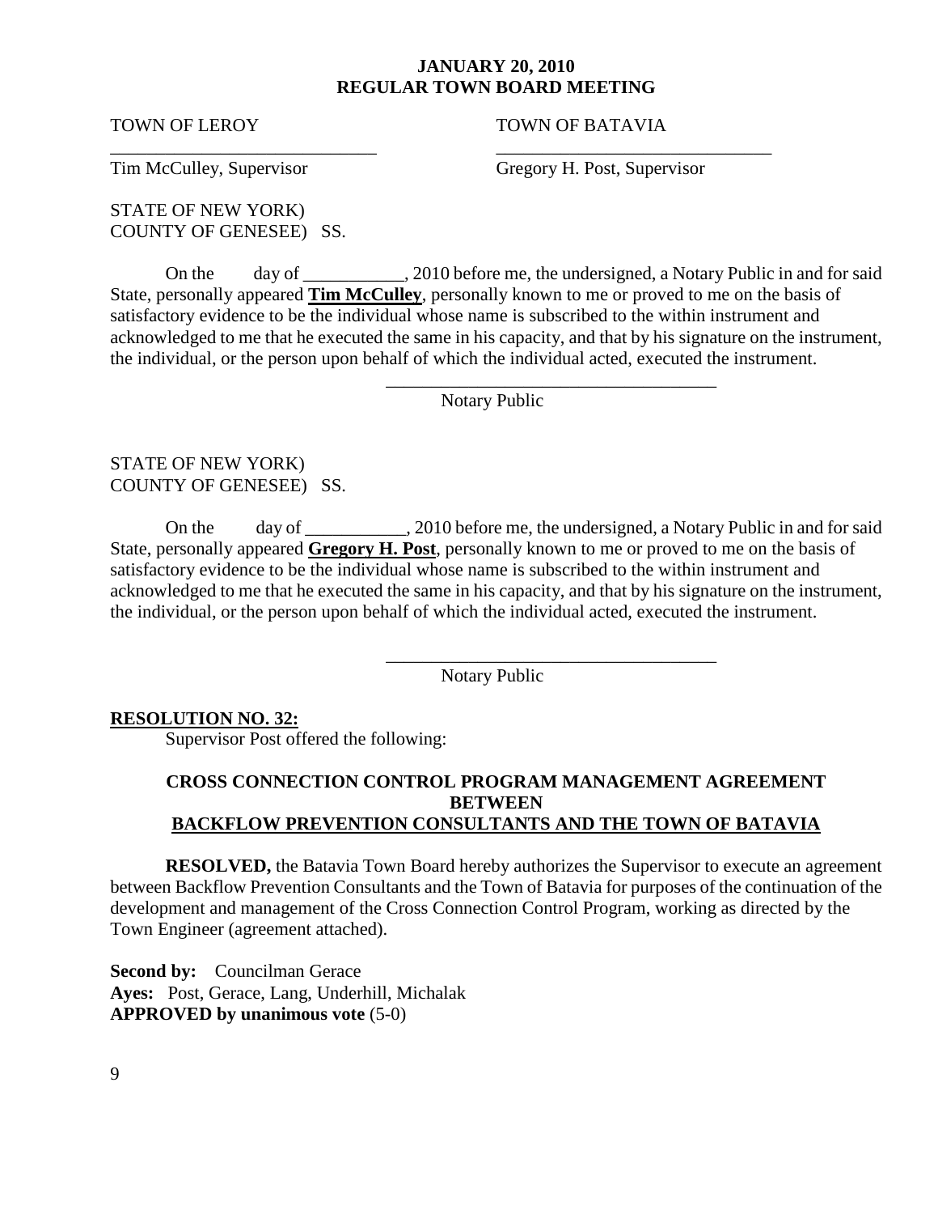**JANUARY 20, 2010**
**REGULAR TOWN BOARD MEETING**

TOWN OF LEROY                                        TOWN OF BATAVIA

_____________________________                 _____________________________

Tim McCulley, Supervisor                            Gregory H. Post, Supervisor

STATE OF NEW YORK)
COUNTY OF GENESEE)   SS.

On the      day of ___________, 2010 before me, the undersigned, a Notary Public in and for said State, personally appeared **Tim McCulley**, personally known to me or proved to me on the basis of satisfactory evidence to be the individual whose name is subscribed to the within instrument and acknowledged to me that he executed the same in his capacity, and that by his signature on the instrument, the individual, or the person upon behalf of which the individual acted, executed the instrument.

_____________________________________
Notary Public

STATE OF NEW YORK)
COUNTY OF GENESEE)   SS.

On the      day of ___________, 2010 before me, the undersigned, a Notary Public in and for said State, personally appeared **Gregory H. Post**, personally known to me or proved to me on the basis of satisfactory evidence to be the individual whose name is subscribed to the within instrument and acknowledged to me that he executed the same in his capacity, and that by his signature on the instrument, the individual, or the person upon behalf of which the individual acted, executed the instrument.

_____________________________________
Notary Public

**RESOLUTION NO. 32:**

Supervisor Post offered the following:

**CROSS CONNECTION CONTROL PROGRAM MANAGEMENT AGREEMENT BETWEEN BACKFLOW PREVENTION CONSULTANTS AND THE TOWN OF BATAVIA**

**RESOLVED,** the Batavia Town Board hereby authorizes the Supervisor to execute an agreement between Backflow Prevention Consultants and the Town of Batavia for purposes of the continuation of the development and management of the Cross Connection Control Program, working as directed by the Town Engineer (agreement attached).

**Second by:** Councilman Gerace
**Ayes:** Post, Gerace, Lang, Underhill, Michalak
**APPROVED by unanimous vote** (5-0)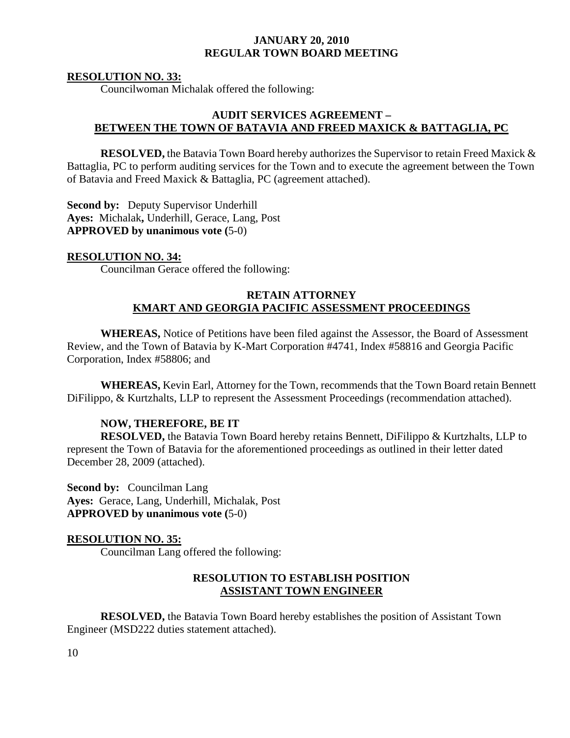## JANUARY 20, 2010
## REGULAR TOWN BOARD MEETING

**RESOLUTION NO. 33:**

Councilwoman Michalak offered the following:

### AUDIT SERVICES AGREEMENT –
### BETWEEN THE TOWN OF BATAVIA AND FREED MAXICK & BATTAGLIA, PC

**RESOLVED,** the Batavia Town Board hereby authorizes the Supervisor to retain Freed Maxick & Battaglia, PC to perform auditing services for the Town and to execute the agreement between the Town of Batavia and Freed Maxick & Battaglia, PC (agreement attached).

**Second by:** Deputy Supervisor Underhill
**Ayes:** Michalak**,** Underhill, Gerace, Lang, Post
**APPROVED by unanimous vote (**5-0)

**RESOLUTION NO. 34:**

Councilman Gerace offered the following:

### RETAIN ATTORNEY
### KMART AND GEORGIA PACIFIC ASSESSMENT PROCEEDINGS

**WHEREAS,** Notice of Petitions have been filed against the Assessor, the Board of Assessment Review, and the Town of Batavia by K-Mart Corporation #4741, Index #58816 and Georgia Pacific Corporation, Index #58806; and

**WHEREAS,** Kevin Earl, Attorney for the Town, recommends that the Town Board retain Bennett DiFilippo, & Kurtzhalts, LLP to represent the Assessment Proceedings (recommendation attached).

**NOW, THEREFORE, BE IT**

**RESOLVED,** the Batavia Town Board hereby retains Bennett, DiFilippo & Kurtzhalts, LLP to represent the Town of Batavia for the aforementioned proceedings as outlined in their letter dated December 28, 2009 (attached).

**Second by:** Councilman Lang
**Ayes:** Gerace, Lang, Underhill, Michalak, Post
**APPROVED by unanimous vote (**5-0)

**RESOLUTION NO. 35:**

Councilman Lang offered the following:

### RESOLUTION TO ESTABLISH POSITION
### ASSISTANT TOWN ENGINEER

**RESOLVED,** the Batavia Town Board hereby establishes the position of Assistant Town Engineer (MSD222 duties statement attached).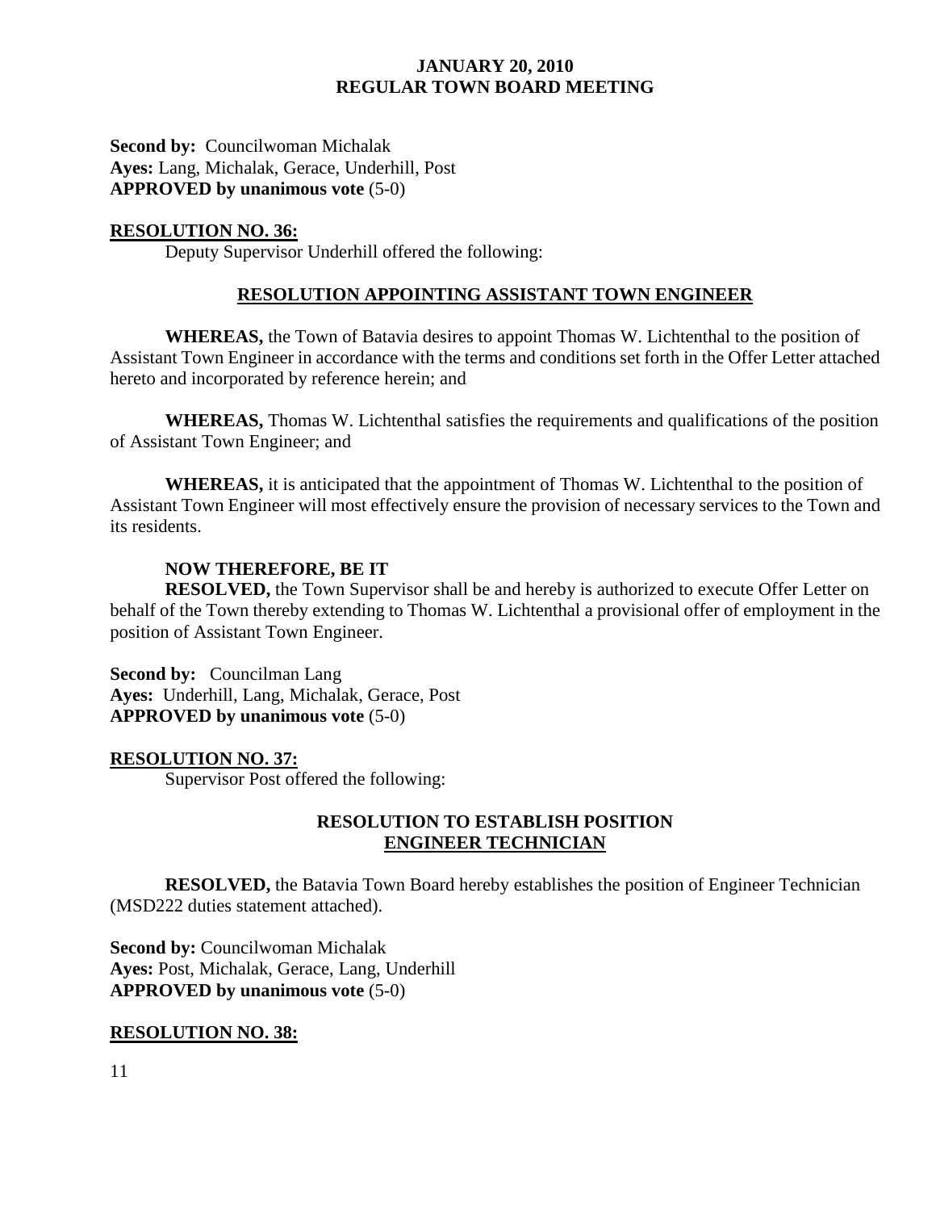**Second by:** Councilwoman Michalak
**Ayes:** Lang, Michalak, Gerace, Underhill, Post
**APPROVED by unanimous vote** (5-0)

**RESOLUTION NO. 36:**

Deputy Supervisor Underhill offered the following:

**RESOLUTION APPOINTING ASSISTANT TOWN ENGINEER**

**WHEREAS,** the Town of Batavia desires to appoint Thomas W. Lichtenthal to the position of Assistant Town Engineer in accordance with the terms and conditions set forth in the Offer Letter attached hereto and incorporated by reference herein; and

**WHEREAS,** Thomas W. Lichtenthal satisfies the requirements and qualifications of the position of Assistant Town Engineer; and

**WHEREAS,** it is anticipated that the appointment of Thomas W. Lichtenthal to the position of Assistant Town Engineer will most effectively ensure the provision of necessary services to the Town and its residents.

**NOW THEREFORE, BE IT**

**RESOLVED,** the Town Supervisor shall be and hereby is authorized to execute Offer Letter on behalf of the Town thereby extending to Thomas W. Lichtenthal a provisional offer of employment in the position of Assistant Town Engineer.

**Second by:** Councilman Lang
**Ayes:** Underhill, Lang, Michalak, Gerace, Post
**APPROVED by unanimous vote** (5-0)

**RESOLUTION NO. 37:**

Supervisor Post offered the following:

**RESOLUTION TO ESTABLISH POSITION**
**ENGINEER TECHNICIAN**

**RESOLVED,** the Batavia Town Board hereby establishes the position of Engineer Technician (MSD222 duties statement attached).

**Second by:** Councilwoman Michalak
**Ayes:** Post, Michalak, Gerace, Lang, Underhill
**APPROVED by unanimous vote** (5-0)

**RESOLUTION NO. 38:**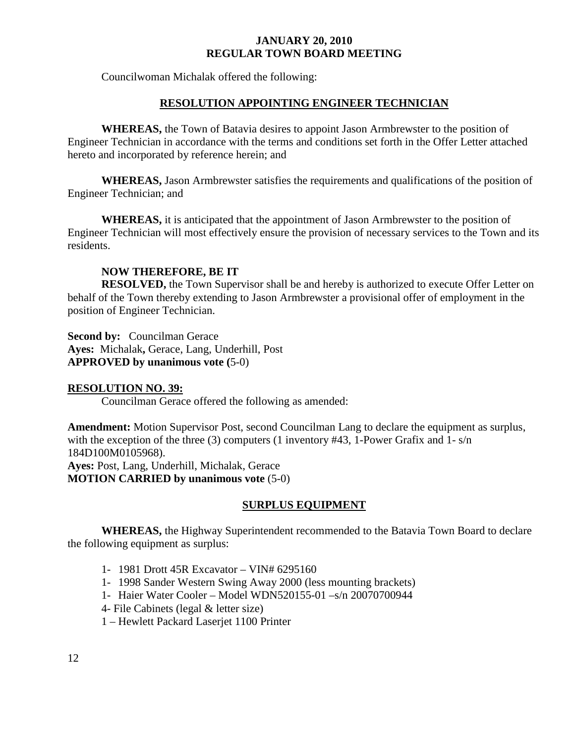Councilwoman Michalak offered the following:

## RESOLUTION APPOINTING ENGINEER TECHNICIAN

**WHEREAS,** the Town of Batavia desires to appoint Jason Armbrewster to the position of Engineer Technician in accordance with the terms and conditions set forth in the Offer Letter attached hereto and incorporated by reference herein; and

**WHEREAS,** Jason Armbrewster satisfies the requirements and qualifications of the position of Engineer Technician; and

**WHEREAS,** it is anticipated that the appointment of Jason Armbrewster to the position of Engineer Technician will most effectively ensure the provision of necessary services to the Town and its residents.

**NOW THEREFORE, BE IT**
**RESOLVED,** the Town Supervisor shall be and hereby is authorized to execute Offer Letter on behalf of the Town thereby extending to Jason Armbrewster a provisional offer of employment in the position of Engineer Technician.

**Second by:** Councilman Gerace
**Ayes:** Michalak**,** Gerace, Lang, Underhill, Post
**APPROVED by unanimous vote (**5-0)

**RESOLUTION NO. 39:**

Councilman Gerace offered the following as amended:

**Amendment:** Motion Supervisor Post, second Councilman Lang to declare the equipment as surplus, with the exception of the three (3) computers (1 inventory #43, 1-Power Grafix and 1- s/n 184D100M0105968).
**Ayes:** Post, Lang, Underhill, Michalak, Gerace
**MOTION CARRIED by unanimous vote** (5-0)

## SURPLUS EQUIPMENT

**WHEREAS,** the Highway Superintendent recommended to the Batavia Town Board to declare the following equipment as surplus:

- 1- 1981 Drott 45R Excavator – VIN# 6295160
- 1- 1998 Sander Western Swing Away 2000 (less mounting brackets)
- 1- Haier Water Cooler – Model WDN520155-01 –s/n 20070700944
- 4- File Cabinets (legal & letter size)
- 1 – Hewlett Packard Laserjet 1100 Printer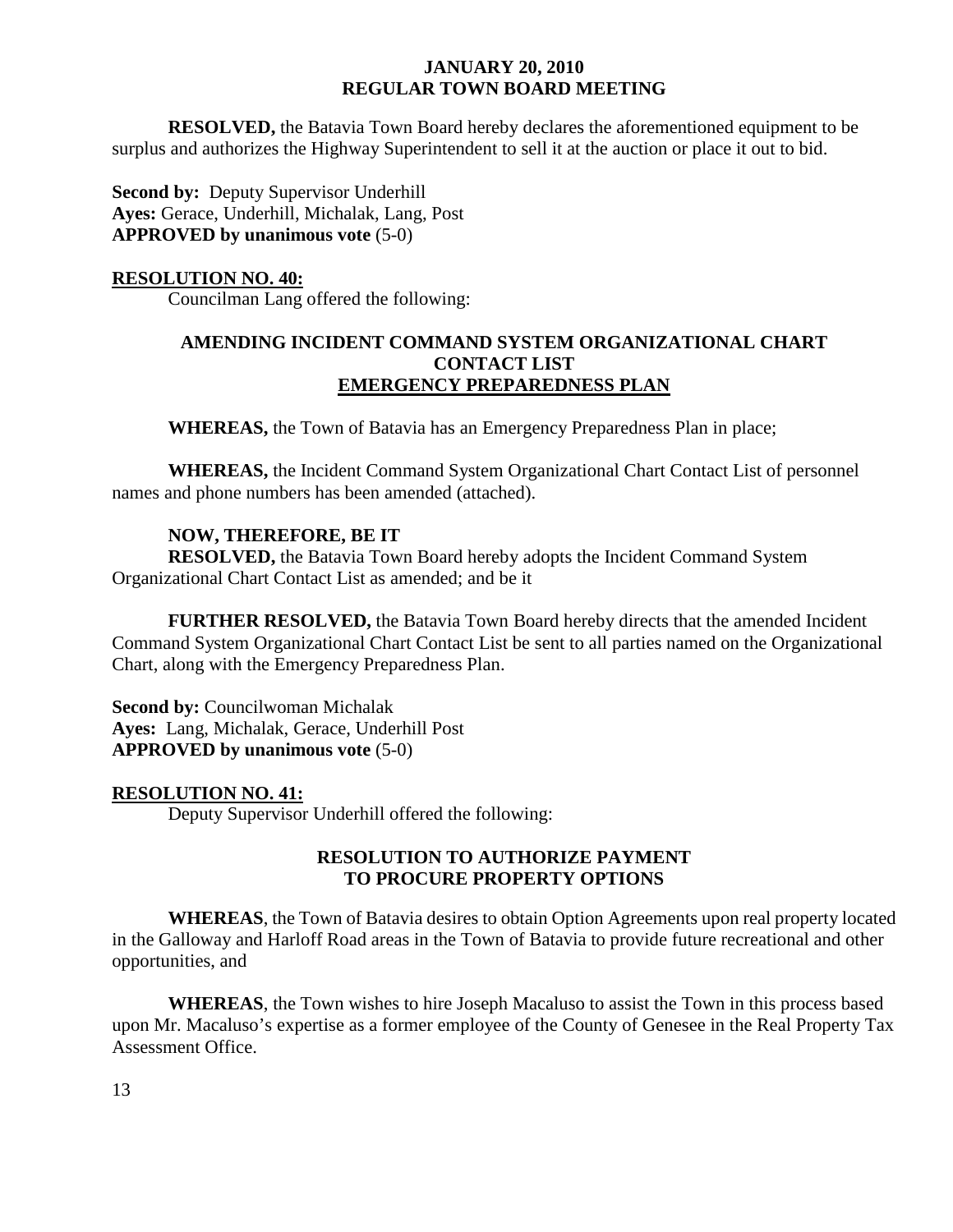**RESOLVED,** the Batavia Town Board hereby declares the aforementioned equipment to be surplus and authorizes the Highway Superintendent to sell it at the auction or place it out to bid.

**Second by:** Deputy Supervisor Underhill
**Ayes:** Gerace, Underhill, Michalak, Lang, Post
**APPROVED by unanimous vote** (5-0)

## RESOLUTION NO. 40:

Councilman Lang offered the following:

### AMENDING INCIDENT COMMAND SYSTEM ORGANIZATIONAL CHART CONTACT LIST EMERGENCY PREPAREDNESS PLAN

**WHEREAS,** the Town of Batavia has an Emergency Preparedness Plan in place;

**WHEREAS,** the Incident Command System Organizational Chart Contact List of personnel names and phone numbers has been amended (attached).

**NOW, THEREFORE, BE IT**
**RESOLVED,** the Batavia Town Board hereby adopts the Incident Command System Organizational Chart Contact List as amended; and be it

**FURTHER RESOLVED,** the Batavia Town Board hereby directs that the amended Incident Command System Organizational Chart Contact List be sent to all parties named on the Organizational Chart, along with the Emergency Preparedness Plan.

**Second by:** Councilwoman Michalak
**Ayes:** Lang, Michalak, Gerace, Underhill Post
**APPROVED by unanimous vote** (5-0)

## RESOLUTION NO. 41:

Deputy Supervisor Underhill offered the following:

### RESOLUTION TO AUTHORIZE PAYMENT TO PROCURE PROPERTY OPTIONS

**WHEREAS**, the Town of Batavia desires to obtain Option Agreements upon real property located in the Galloway and Harloff Road areas in the Town of Batavia to provide future recreational and other opportunities, and

**WHEREAS**, the Town wishes to hire Joseph Macaluso to assist the Town in this process based upon Mr. Macaluso's expertise as a former employee of the County of Genesee in the Real Property Tax Assessment Office.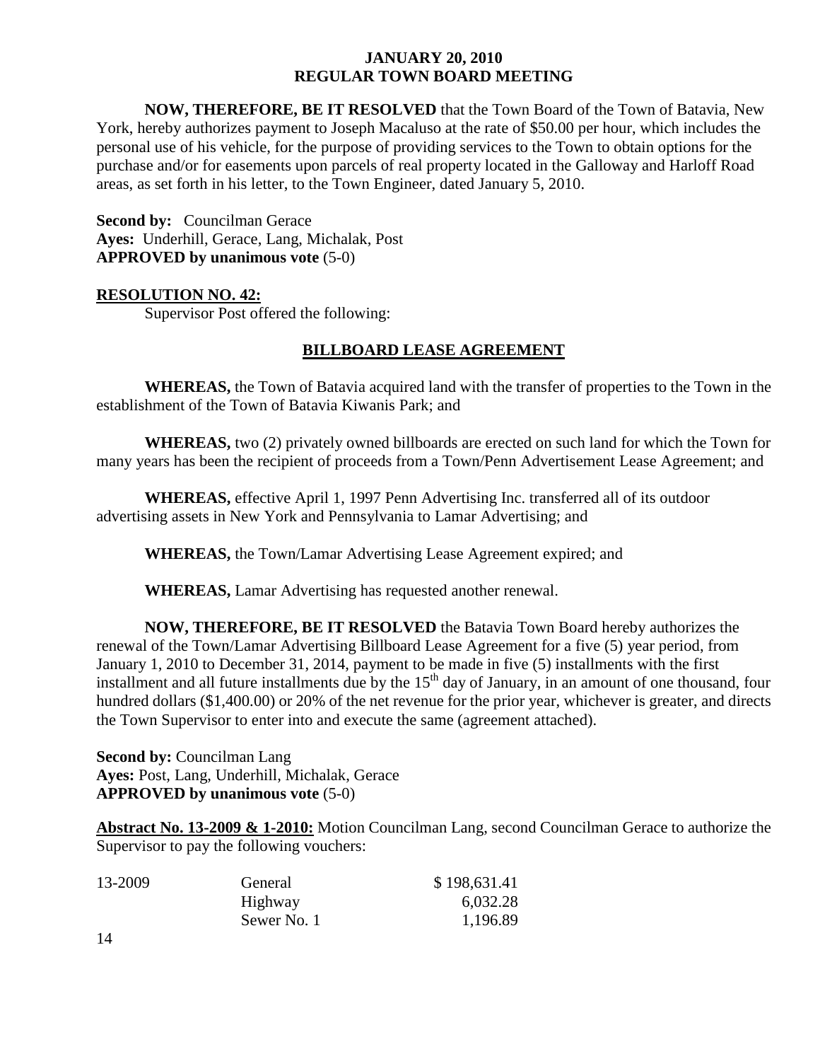**NOW, THEREFORE, BE IT RESOLVED** that the Town Board of the Town of Batavia, New York, hereby authorizes payment to Joseph Macaluso at the rate of $50.00 per hour, which includes the personal use of his vehicle, for the purpose of providing services to the Town to obtain options for the purchase and/or for easements upon parcels of real property located in the Galloway and Harloff Road areas, as set forth in his letter, to the Town Engineer, dated January 5, 2010.

**Second by:** Councilman Gerace
**Ayes:** Underhill, Gerace, Lang, Michalak, Post
**APPROVED by unanimous vote** (5-0)

**RESOLUTION NO. 42:**

Supervisor Post offered the following:

## BILLBOARD LEASE AGREEMENT

**WHEREAS,** the Town of Batavia acquired land with the transfer of properties to the Town in the establishment of the Town of Batavia Kiwanis Park; and

**WHEREAS,** two (2) privately owned billboards are erected on such land for which the Town for many years has been the recipient of proceeds from a Town/Penn Advertisement Lease Agreement; and

**WHEREAS,** effective April 1, 1997 Penn Advertising Inc. transferred all of its outdoor advertising assets in New York and Pennsylvania to Lamar Advertising; and

**WHEREAS,** the Town/Lamar Advertising Lease Agreement expired; and

**WHEREAS,** Lamar Advertising has requested another renewal.

**NOW, THEREFORE, BE IT RESOLVED** the Batavia Town Board hereby authorizes the renewal of the Town/Lamar Advertising Billboard Lease Agreement for a five (5) year period, from January 1, 2010 to December 31, 2014, payment to be made in five (5) installments with the first installment and all future installments due by the 15th day of January, in an amount of one thousand, four hundred dollars ($1,400.00) or 20% of the net revenue for the prior year, whichever is greater, and directs the Town Supervisor to enter into and execute the same (agreement attached).

**Second by:** Councilman Lang
**Ayes:** Post, Lang, Underhill, Michalak, Gerace
**APPROVED by unanimous vote** (5-0)

**Abstract No. 13-2009 & 1-2010:** Motion Councilman Lang, second Councilman Gerace to authorize the Supervisor to pay the following vouchers:

| | | |
|---|---|---|
| 13-2009 | General | $ 198,631.41 |
| | Highway | 6,032.28 |
| | Sewer No. 1 | 1,196.89 |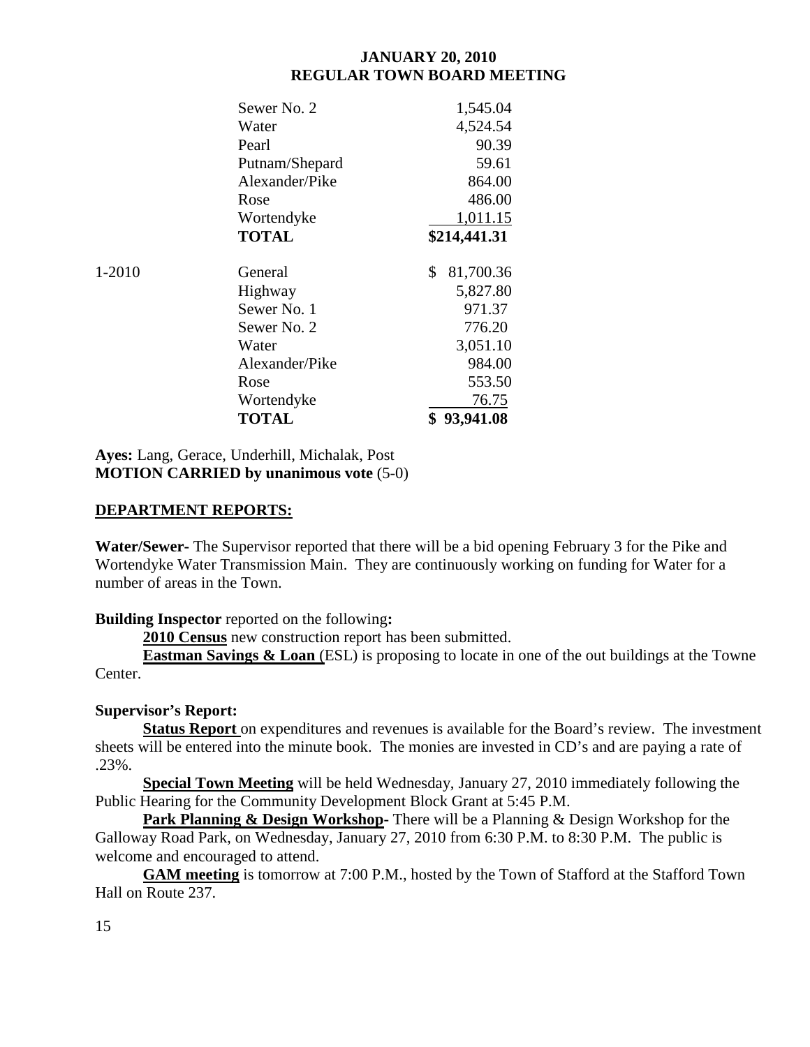| | | |
|---|---|---|
| | Sewer No. 2 | 1,545.04 |
| | Water | 4,524.54 |
| | Pearl | 90.39 |
| | Putnam/Shepard | 59.61 |
| | Alexander/Pike | 864.00 |
| | Rose | 486.00 |
| | Wortendyke | 1,011.15 |
| | **TOTAL** | **$214,441.31** |
| 1-2010 | General | $ 81,700.36 |
| | Highway | 5,827.80 |
| | Sewer No. 1 | 971.37 |
| | Sewer No. 2 | 776.20 |
| | Water | 3,051.10 |
| | Alexander/Pike | 984.00 |
| | Rose | 553.50 |
| | Wortendyke | 76.75 |
| | **TOTAL** | **$ 93,941.08** |

**Ayes:** Lang, Gerace, Underhill, Michalak, Post
**MOTION CARRIED by unanimous vote** (5-0)

## DEPARTMENT REPORTS:

**Water/Sewer-** The Supervisor reported that there will be a bid opening February 3 for the Pike and Wortendyke Water Transmission Main. They are continuously working on funding for Water for a number of areas in the Town.

**Building Inspector** reported on the following**:**

**2010 Census** new construction report has been submitted.

**Eastman Savings & Loan** (ESL) is proposing to locate in one of the out buildings at the Towne Center.

**Supervisor's Report:**

**Status Report** on expenditures and revenues is available for the Board's review. The investment sheets will be entered into the minute book. The monies are invested in CD's and are paying a rate of .23%.

**Special Town Meeting** will be held Wednesday, January 27, 2010 immediately following the Public Hearing for the Community Development Block Grant at 5:45 P.M.

**Park Planning & Design Workshop-** There will be a Planning & Design Workshop for the Galloway Road Park, on Wednesday, January 27, 2010 from 6:30 P.M. to 8:30 P.M. The public is welcome and encouraged to attend.

**GAM meeting** is tomorrow at 7:00 P.M., hosted by the Town of Stafford at the Stafford Town Hall on Route 237.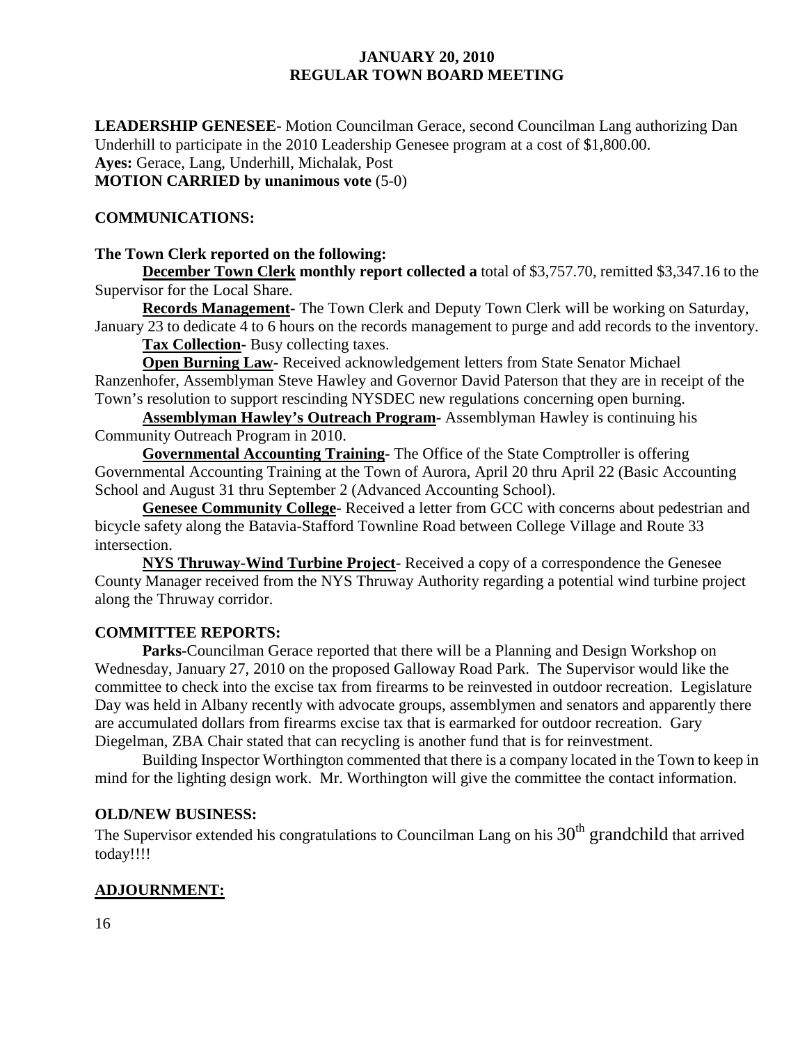**JANUARY 20, 2010**
**REGULAR TOWN BOARD MEETING**

**LEADERSHIP GENESEE-** Motion Councilman Gerace, second Councilman Lang authorizing Dan Underhill to participate in the 2010 Leadership Genesee program at a cost of $1,800.00.
**Ayes:** Gerace, Lang, Underhill, Michalak, Post
**MOTION CARRIED by unanimous vote** (5-0)

**COMMUNICATIONS:**

**The Town Clerk reported on the following:**

**December Town Clerk monthly report collected a** total of $3,757.70, remitted $3,347.16 to the Supervisor for the Local Share.

**Records Management-** The Town Clerk and Deputy Town Clerk will be working on Saturday, January 23 to dedicate 4 to 6 hours on the records management to purge and add records to the inventory.

**Tax Collection-** Busy collecting taxes.

**Open Burning Law-** Received acknowledgement letters from State Senator Michael Ranzenhofer, Assemblyman Steve Hawley and Governor David Paterson that they are in receipt of the Town's resolution to support rescinding NYSDEC new regulations concerning open burning.

**Assemblyman Hawley's Outreach Program-** Assemblyman Hawley is continuing his Community Outreach Program in 2010.

**Governmental Accounting Training-** The Office of the State Comptroller is offering Governmental Accounting Training at the Town of Aurora, April 20 thru April 22 (Basic Accounting School and August 31 thru September 2 (Advanced Accounting School).

**Genesee Community College-** Received a letter from GCC with concerns about pedestrian and bicycle safety along the Batavia-Stafford Townline Road between College Village and Route 33 intersection.

**NYS Thruway-Wind Turbine Project-** Received a copy of a correspondence the Genesee County Manager received from the NYS Thruway Authority regarding a potential wind turbine project along the Thruway corridor.

**COMMITTEE REPORTS:**

**Parks-**Councilman Gerace reported that there will be a Planning and Design Workshop on Wednesday, January 27, 2010 on the proposed Galloway Road Park. The Supervisor would like the committee to check into the excise tax from firearms to be reinvested in outdoor recreation. Legislature Day was held in Albany recently with advocate groups, assemblymen and senators and apparently there are accumulated dollars from firearms excise tax that is earmarked for outdoor recreation. Gary Diegelman, ZBA Chair stated that can recycling is another fund that is for reinvestment.

Building Inspector Worthington commented that there is a company located in the Town to keep in mind for the lighting design work. Mr. Worthington will give the committee the contact information.

**OLD/NEW BUSINESS:**

The Supervisor extended his congratulations to Councilman Lang on his 30th grandchild that arrived today!!!!

**ADJOURNMENT:**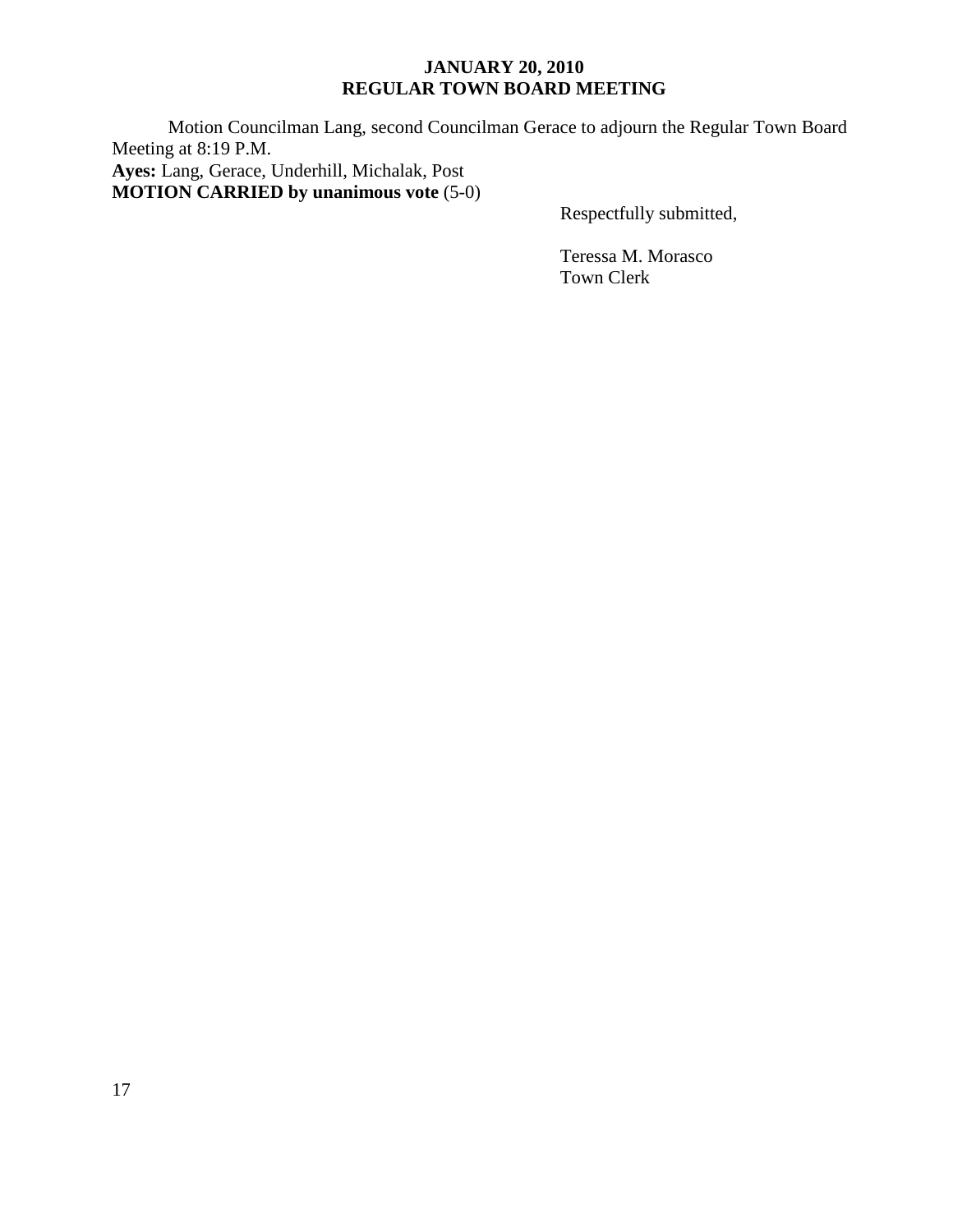**JANUARY 20, 2010**
**REGULAR TOWN BOARD MEETING**

Motion Councilman Lang, second Councilman Gerace to adjourn the Regular Town Board Meeting at 8:19 P.M.
**Ayes:** Lang, Gerace, Underhill, Michalak, Post
**MOTION CARRIED by unanimous vote** (5-0)

Respectfully submitted,

Teressa M. Morasco
Town Clerk